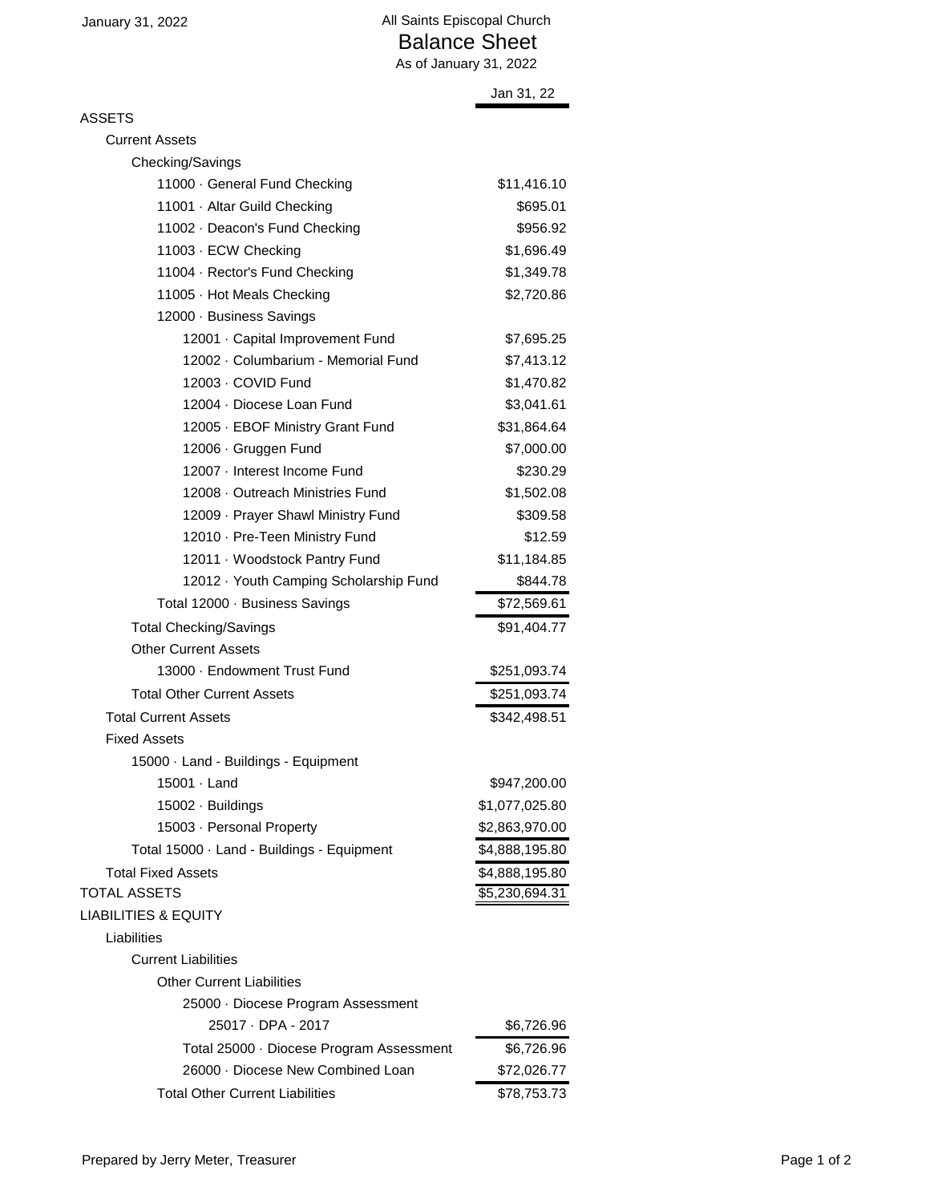All Saints Episcopal Church

# Balance Sheet

As of January 31, 2022

| | Jan 31, 22 |
|---|---|
| ASSETS | |
| Current Assets | |
| Checking/Savings | |
| 11000 · General Fund Checking | $11,416.10 |
| 11001 · Altar Guild Checking | $695.01 |
| 11002 · Deacon's Fund Checking | $956.92 |
| 11003 · ECW Checking | $1,696.49 |
| 11004 · Rector's Fund Checking | $1,349.78 |
| 11005 · Hot Meals Checking | $2,720.86 |
| 12000 · Business Savings | |
| 12001 · Capital Improvement Fund | $7,695.25 |
| 12002 · Columbarium - Memorial Fund | $7,413.12 |
| 12003 · COVID Fund | $1,470.82 |
| 12004 · Diocese Loan Fund | $3,041.61 |
| 12005 · EBOF Ministry Grant Fund | $31,864.64 |
| 12006 · Gruggen Fund | $7,000.00 |
| 12007 · Interest Income Fund | $230.29 |
| 12008 · Outreach Ministries Fund | $1,502.08 |
| 12009 · Prayer Shawl Ministry Fund | $309.58 |
| 12010 · Pre-Teen Ministry Fund | $12.59 |
| 12011 · Woodstock Pantry Fund | $11,184.85 |
| 12012 · Youth Camping Scholarship Fund | $844.78 |
| Total 12000 · Business Savings | $72,569.61 |
| Total Checking/Savings | $91,404.77 |
| Other Current Assets | |
| 13000 · Endowment Trust Fund | $251,093.74 |
| Total Other Current Assets | $251,093.74 |
| Total Current Assets | $342,498.51 |
| Fixed Assets | |
| 15000 · Land - Buildings - Equipment | |
| 15001 · Land | $947,200.00 |
| 15002 · Buildings | $1,077,025.80 |
| 15003 · Personal Property | $2,863,970.00 |
| Total 15000 · Land - Buildings - Equipment | $4,888,195.80 |
| Total Fixed Assets | $4,888,195.80 |
| TOTAL ASSETS | $5,230,694.31 |
| LIABILITIES & EQUITY | |
| Liabilities | |
| Current Liabilities | |
| Other Current Liabilities | |
| 25000 · Diocese Program Assessment | |
| 25017 · DPA - 2017 | $6,726.96 |
| Total 25000 · Diocese Program Assessment | $6,726.96 |
| 26000 · Diocese New Combined Loan | $72,026.77 |
| Total Other Current Liabilities | $78,753.73 |

Prepared by Jerry Meter, Treasurer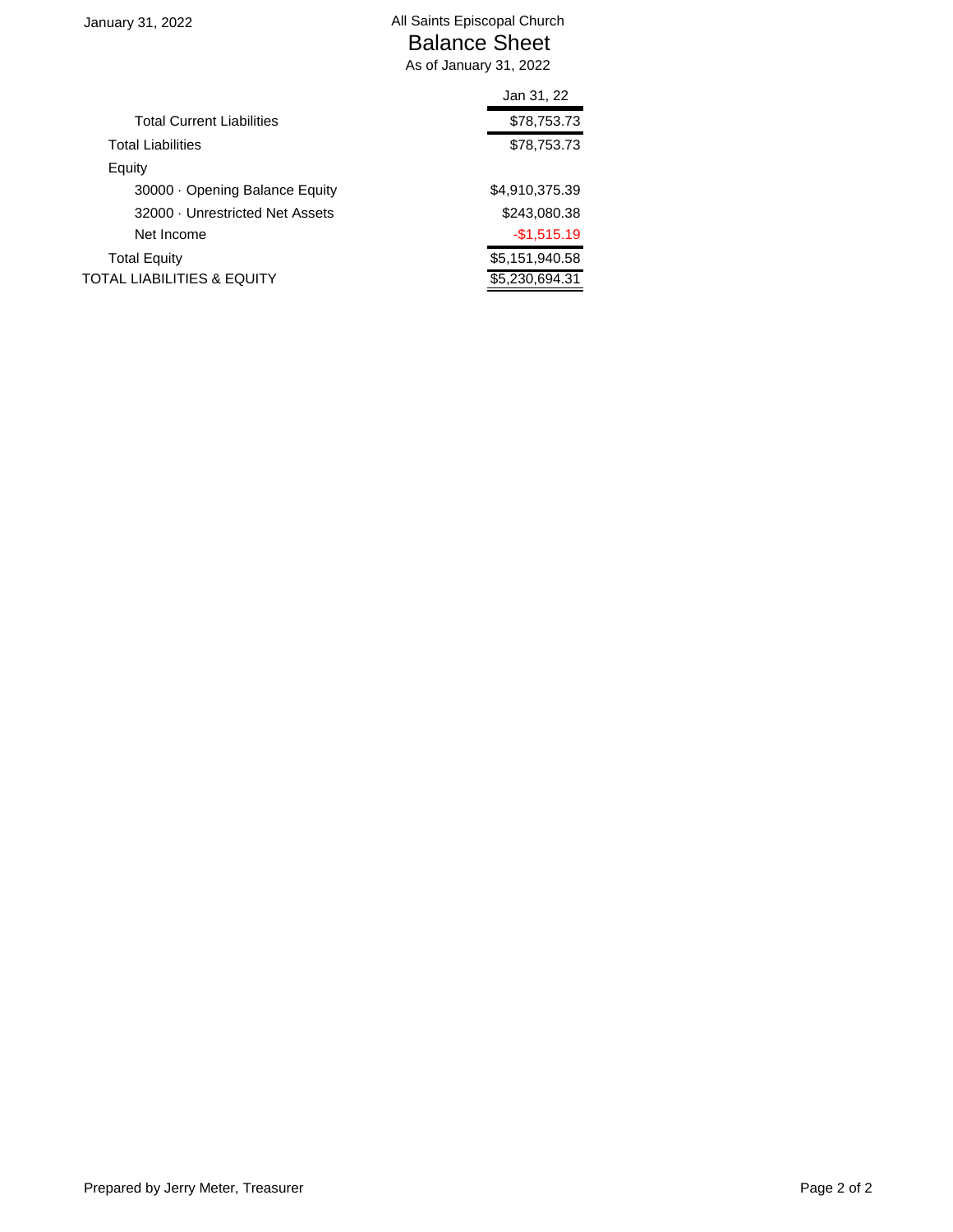All Saints Episcopal Church

## Balance Sheet

As of January 31, 2022

| | Jan 31, 22 |
|---|---|
| Total Current Liabilities | $78,753.73 |
| Total Liabilities | $78,753.73 |
| Equity | |
| 30000 · Opening Balance Equity | $4,910,375.39 |
| 32000 · Unrestricted Net Assets | $243,080.38 |
| Net Income | -$1,515.19 |
| Total Equity | $5,151,940.58 |
| TOTAL LIABILITIES & EQUITY | $5,230,694.31 |

Prepared by Jerry Meter, Treasurer